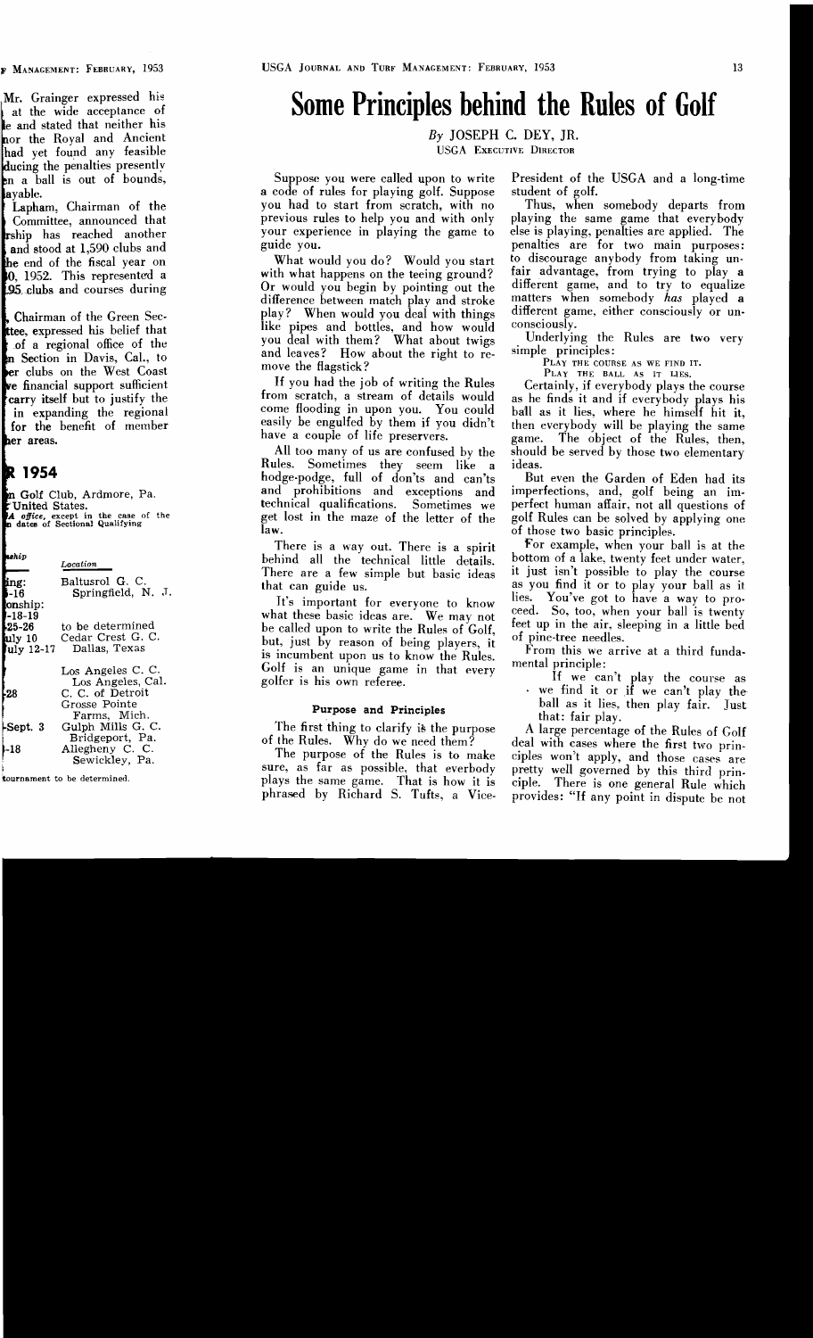Mr. Grainger expressed his at the wide acceptance of le and stated that neither his nor the Royal and Ancient had yet found any feasible ducing the penalties presently en a ball is out of bounds, ayable.

Lapham, Chairman of the Committee, announced that rship has reached another and stood at 1,590 clubs and he end of the fiscal year on 0, 1952. This represented a 95 clubs and courses during

, Chairman of the Green Sec-ttee, expressed his belief that of a regional office of the n Section in Davis, Cal., to er clubs on the West Coast ve financial support sufficient carry itself but to justify the in expanding the regional for the benefit of member her areas.

## R 1954

n Golf Club, Ardmore, Pa. United States.
A office, except in the case of the n dates of Sectional Qualifying

| ship | Location |
|---|---|
| ing: | Baltusrol G. C. |
| -16 | Springfield, N. J. |
| onship: | |
| -18-19 | |
| 25-26 | to be determined |
| uly 10 | Cedar Crest G. C. |
| uly 12-17 | Dallas, Texas |
| | Los Angeles C. C. |
| | Los Angeles, Cal. |
| 28 | C. C. of Detroit |
| | Grosse Pointe Farms, Mich. |
| Sept. 3 | Gulph Mills G. C. |
| | Bridgeport, Pa. |
| -18 | Allegheny C. C. |
| | Sewickley, Pa. |

tournament to be determined.

# Some Principles behind the Rules of Golf

*By* JOSEPH C. DEY, JR.
USGA EXECUTIVE DIRECTOR

Suppose you were called upon to write a code of rules for playing golf. Suppose you had to start from scratch, with no previous rules to help you and with only your experience in playing the game to guide you.

What would you do? Would you start with what happens on the teeing ground? Or would you begin by pointing out the difference between match play and stroke play? When would you deal with things like pipes and bottles, and how would you deal with them? What about twigs and leaves? How about the right to remove the flagstick?

If you had the job of writing the Rules from scratch, a stream of details would come flooding in upon you. You could easily be engulfed by them if you didn't have a couple of life preservers.

All too many of us are confused by the Rules. Sometimes they seem like a hodge-podge, full of don'ts and can'ts and prohibitions and exceptions and technical qualifications. Sometimes we get lost in the maze of the letter of the law.

There is a way out. There is a spirit behind all the technical little details. There are a few simple but basic ideas that can guide us.

It's important for everyone to know what these basic ideas are. We may not be called upon to write the Rules of Golf, but, just by reason of being players, it is incumbent upon us to know the Rules. Golf is an unique game in that every golfer is his own referee.

### Purpose and Principles

The first thing to clarify is the purpose of the Rules. Why do we need them?

The purpose of the Rules is to make sure, as far as possible, that everbody plays the same game. That is how it is phrased by Richard S. Tufts, a Vice-President of the USGA and a long-time student of golf.

Thus, when somebody departs from playing the same game that everybody else is playing, penalties are applied. The penalties are for two main purposes: to discourage anybody from taking unfair advantage, from trying to play a different game, and to try to equalize matters when somebody *has* played a different game, either consciously or unconsciously.

Underlying the Rules are two very simple principles:

PLAY THE COURSE AS WE FIND IT.
PLAY THE BALL AS IT LIES.

Certainly, if everybody plays the course as he finds it and if everybody plays his ball as it lies, where he himself hit it, then everybody will be playing the same game. The object of the Rules, then, should be served by those two elementary ideas.

But even the Garden of Eden had its imperfections, and, golf being an imperfect human affair, not all questions of golf Rules can be solved by applying one of those two basic principles.

For example, when your ball is at the bottom of a lake, twenty feet under water, it just isn't possible to play the course as you find it or to play your ball as it lies. You've got to have a way to proceed. So, too, when your ball is twenty feet up in the air, sleeping in a little bed of pine-tree needles.

From this we arrive at a third fundamental principle:

If we can't play the course as we find it or if we can't play the ball as it lies, then play fair. Just that: fair play.

A large percentage of the Rules of Golf deal with cases where the first two principles won't apply, and those cases are pretty well governed by this third principle. There is one general Rule which provides: "If any point in dispute be not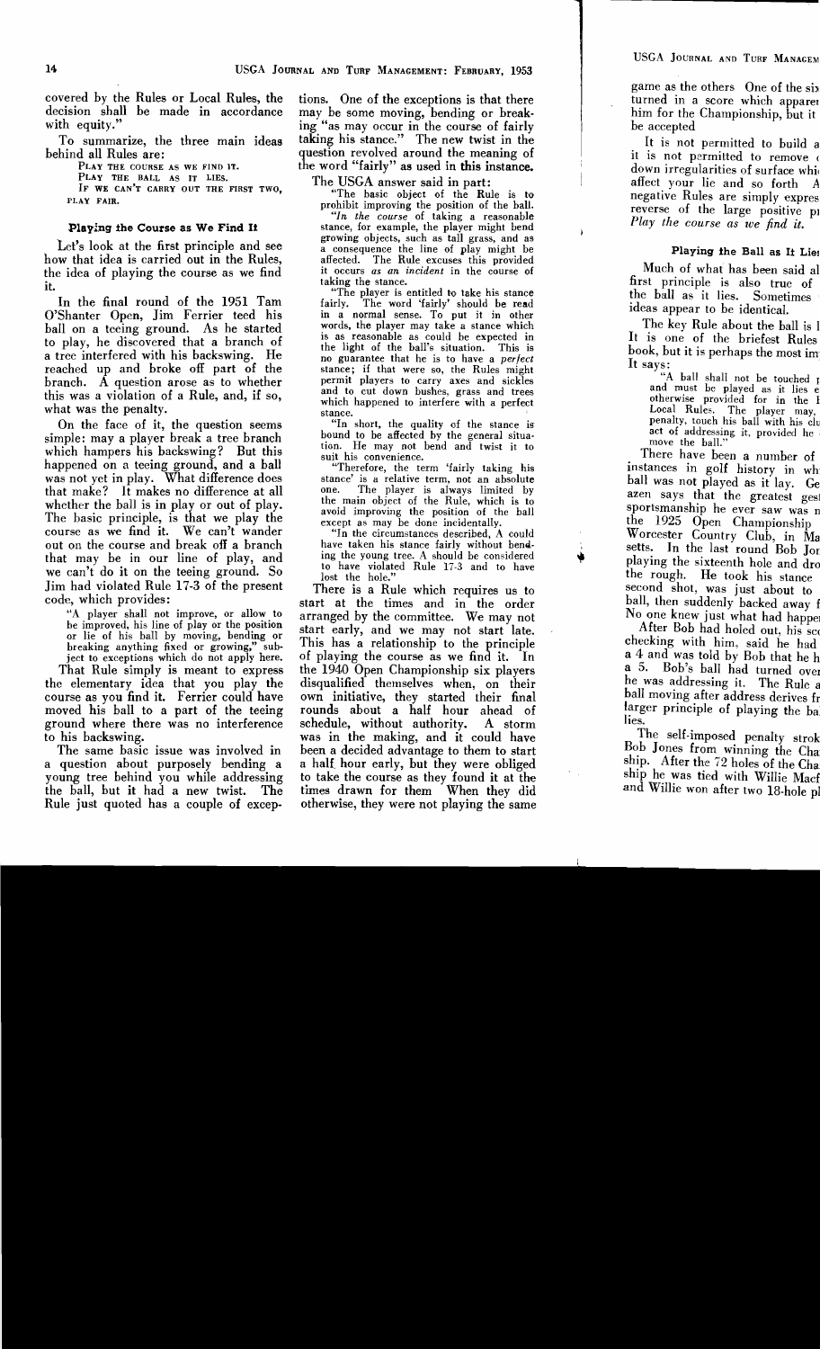covered by the Rules or Local Rules, the decision shall be made in accordance with equity."

To summarize, the three main ideas behind all Rules are:

PLAY THE COURSE AS WE FIND IT.
PLAY THE BALL AS IT LIES.
IF WE CAN'T CARRY OUT THE FIRST TWO, PLAY FAIR.

### Playing the Course as We Find It

Let's look at the first principle and see how that idea is carried out in the Rules, the idea of playing the course as we find it.

In the final round of the 1951 Tam O'Shanter Open, Jim Ferrier teed his ball on a teeing ground. As he started to play, he discovered that a branch of a tree interfered with his backswing. He reached up and broke off part of the branch. A question arose as to whether this was a violation of a Rule, and, if so, what was the penalty.

On the face of it, the question seems simple: may a player break a tree branch which hampers his backswing? But this happened on a teeing ground, and a ball was not yet in play. What difference does that make? It makes no difference at all whether the ball is in play or out of play. The basic principle, is that we play the course as we find it. We can't wander out on the course and break off a branch that may be in our line of play, and we can't do it on the teeing ground. So Jim had violated Rule 17-3 of the present code, which provides:

> "A player shall not improve, or allow to be improved, his line of play or the position or lie of his ball by moving, bending or breaking anything fixed or growing," subject to exceptions which do not apply here.

That Rule simply is meant to express the elementary idea that you play the course as you find it. Ferrier could have moved his ball to a part of the teeing ground where there was no interference to his backswing.

The same basic issue was involved in a question about purposely bending a young tree behind you while addressing the ball, but it had a new twist. The Rule just quoted has a couple of exceptions. One of the exceptions is that there may be some moving, bending or breaking "as may occur in the course of fairly taking his stance." The new twist in the question revolved around the meaning of the word "fairly" as used in this instance.

The USGA answer said in part:

> "The basic object of the Rule is to prohibit improving the position of the ball.
>
> "*In the course* of taking a reasonable stance, for example, the player might bend growing objects, such as tall grass, and as a consequence the line of play might be affected. The Rule excuses this provided it occurs *as an incident* in the course of taking the stance.
>
> "The player is entitled to take his stance fairly. The word 'fairly' should be read in a normal sense. To put it in other words, the player may take a stance which is as reasonable as could be expected in the light of the ball's situation. This is no guarantee that he is to have a *perfect* stance; if that were so, the Rules might permit players to carry axes and sickles and to cut down bushes, grass and trees which happened to interfere with a perfect stance.
>
> "In short, the quality of the stance is bound to be affected by the general situation. He may not bend and twist it to suit his convenience.
>
> "Therefore, the term 'fairly taking his stance' is a relative term, not an absolute one. The player is always limited by the main object of the Rule, which is to avoid improving the position of the ball except as may be done incidentally.
>
> "In the circumstances described, A could have taken his stance fairly without bending the young tree. A should be considered to have violated Rule 17-3 and to have lost the hole."

There is a Rule which requires us to start at the times and in the order arranged by the committee. We may not start early, and we may not start late. This has a relationship to the principle of playing the course as we find it. In the 1940 Open Championship six players disqualified themselves when, on their own initiative, they started their final rounds about a half hour ahead of schedule, without authority. A storm was in the making, and it could have been a decided advantage to them to start a half hour early, but they were obliged to take the course as they found it at the times drawn for them When they did otherwise, they were not playing the same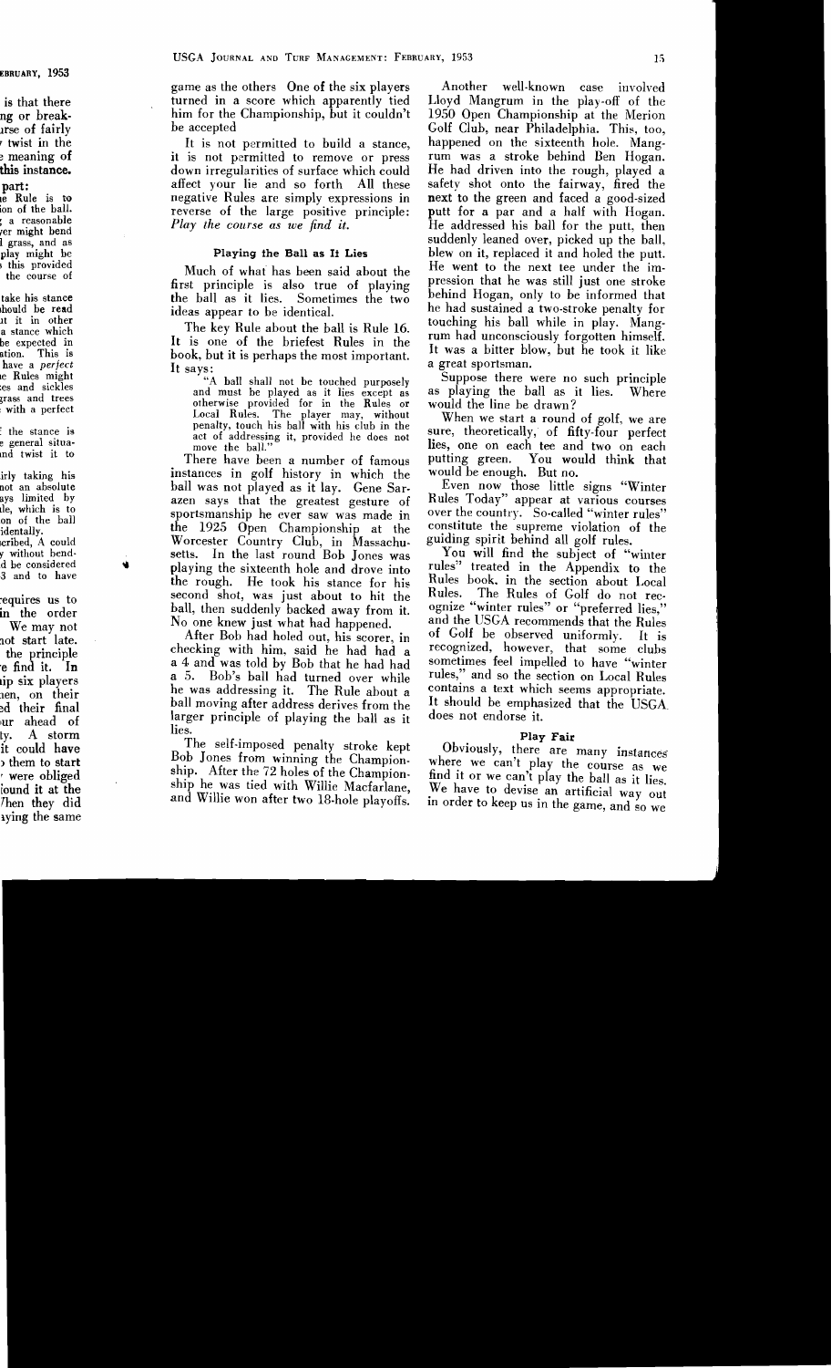game as the others One of the six players turned in a score which apparently tied him for the Championship, but it couldn't be accepted

It is not permitted to build a stance, it is not permitted to remove or press down irregularities of surface which could affect your lie and so forth All these negative Rules are simply expressions in reverse of the large positive principle: *Play the course as we find it.*

### Playing the Ball as It Lies

Much of what has been said about the first principle is also true of playing the ball as it lies. Sometimes the two ideas appear to be identical.

The key Rule about the ball is Rule 16. It is one of the briefest Rules in the book, but it is perhaps the most important. It says:

> "A ball shall not be touched purposely and must be played as it lies except as otherwise provided for in the Rules or Local Rules. The player may, without penalty, touch his ball with his club in the act of addressing it, provided he does not move the ball."

There have been a number of famous instances in golf history in which the ball was not played as it lay. Gene Sarazen says that the greatest gesture of sportsmanship he ever saw was made in the 1925 Open Championship at the Worcester Country Club, in Massachusetts. In the last round Bob Jones was playing the sixteenth hole and drove into the rough. He took his stance for his second shot, was just about to hit the ball, then suddenly backed away from it. No one knew just what had happened.

After Bob had holed out, his scorer, in checking with him, said he had had a 4 and was told by Bob that he had had a 5. Bob's ball had turned over while he was addressing it. The Rule about a ball moving after address derives from the larger principle of playing the ball as it lies.

The self-imposed penalty stroke kept Bob Jones from winning the Championship. After the 72 holes of the Championship he was tied with Willie Macfarlane, and Willie won after two 18-hole playoffs.

Another well-known case involved Lloyd Mangrum in the play-off of the 1950 Open Championship at the Merion Golf Club, near Philadelphia. This, too, happened on the sixteenth hole. Mangrum was a stroke behind Ben Hogan. He had driven into the rough, played a safety shot onto the fairway, fired the next to the green and faced a good-sized putt for a par and a half with Hogan. He addressed his ball for the putt, then suddenly leaned over, picked up the ball, blew on it, replaced it and holed the putt. He went to the next tee under the impression that he was still just one stroke behind Hogan, only to be informed that he had sustained a two-stroke penalty for touching his ball while in play. Mangrum had unconsciously forgotten himself. It was a bitter blow, but he took it like a great sportsman.

Suppose there were no such principle as playing the ball as it lies. Where would the line be drawn?

When we start a round of golf, we are sure, theoretically, of fifty-four perfect lies, one on each tee and two on each putting green. You would think that would be enough. But no.

Even now those little signs "Winter Rules Today" appear at various courses over the country. So-called "winter rules" constitute the supreme violation of the guiding spirit behind all golf rules.

You will find the subject of "winter rules" treated in the Appendix to the Rules book, in the section about Local Rules. The Rules of Golf do not recognize "winter rules" or "preferred lies," and the USGA recommends that the Rules of Golf be observed uniformly. It is recognized, however, that some clubs sometimes feel impelled to have "winter rules," and so the section on Local Rules contains a text which seems appropriate. It should be emphasized that the USGA does not endorse it.

### Play Fair

Obviously, there are many instances where we can't play the course as we find it or we can't play the ball as it lies. We have to devise an artificial way out in order to keep us in the game, and so we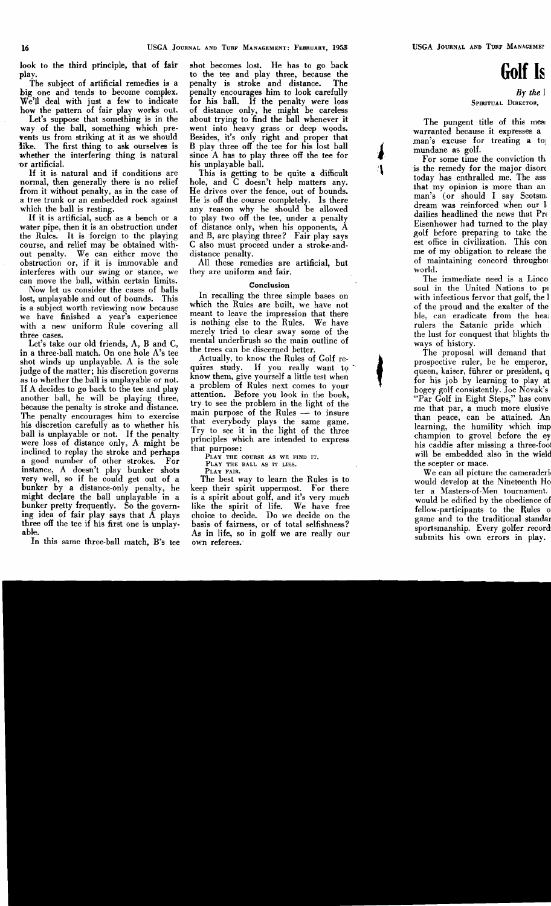look to the third principle, that of fair play.

The subject of artificial remedies is a big one and tends to become complex. We'll deal with just a few to indicate how the pattern of fair play works out.

Let's suppose that something is in the way of the ball, something which prevents us from striking at it as we should like. The first thing to ask ourselves is whether the interfering thing is natural or artificial.

If it is natural and if conditions are normal, then generally there is no relief from it without penalty, as in the case of a tree trunk or an embedded rock against which the ball is resting.

If it is artificial, such as a bench or a water pipe, then it is an obstruction under the Rules. It is foreign to the playing course, and relief may be obtained without penalty. We can either move the obstruction or, if it is immovable and interferes with our swing or stance, we can move the ball, within certain limits.

Now let us consider the cases of balls lost, unplayable and out of bounds. This is a subject worth reviewing now because we have finished a year's experience with a new uniform Rule covering all three cases.

Let's take our old friends, A, B and C, in a three-ball match. On one hole A's tee shot winds up unplayable. A is the sole judge of the matter; his discretion governs as to whether the ball is unplayable or not. If A decides to go back to the tee and play another ball, he will be playing three, because the penalty is stroke and distance. The penalty encourages him to exercise his discretion carefully as to whether his ball is unplayable or not. If the penalty were loss of distance only, A might be inclined to replay the stroke and perhaps a good number of other strokes. For instance, A doesn't play bunker shots very well, so if he could get out of a bunker by a distance-only penalty, he might declare the ball unplayable in a bunker pretty frequently. So the governing idea of fair play says that A plays three off the tee if his first one is unplayable.

In this same three-ball match, B's tee shot becomes lost. He has to go back to the tee and play three, because the penalty is stroke and distance. The penalty encourages him to look carefully for his ball. If the penalty were loss of distance only, he might be careless about trying to find the ball whenever it went into heavy grass or deep woods. Besides, it's only right and proper that B play three off the tee for his lost ball since A has to play three off the tee for his unplayable ball.

This is getting to be quite a difficult hole, and C doesn't help matters any. He drives over the fence, out of bounds. He is off the course completely. Is there any reason why he should be allowed to play two off the tee, under a penalty of distance only, when his opponents, A and B, are playing three? Fair play says C also must proceed under a stroke-and-distance penalty.

All these remedies are artificial, but they are uniform and fair.

### Conclusion

In recalling the three simple bases on which the Rules are built, we have not meant to leave the impression that there is nothing else to the Rules. We have merely tried to clear away some of the mental underbrush so the main outline of the trees can be discerned better.

Actually, to know the Rules of Golf requires study. If you really want to know them, give yourself a little test when a problem of Rules next comes to your attention. Before you look in the book, try to see the problem in the light of the main purpose of the Rules — to insure that everybody plays the same game. Try to see it in the light of the three principles which are intended to express that purpose:

PLAY THE COURSE AS WE FIND IT.
PLAY THE BALL AS IT LIES.
PLAY FAIR.

The best way to learn the Rules is to keep their spirit uppermost. For there is a spirit about golf, and it's very much like the spirit of life. We have free choice to decide. Do we decide on the basis of fairness, or of total selfishness? As in life, so in golf we are really our own referees.

# Golf Is

*By the* ]

SPIRITUAL DIRECTOR,

The pungent title of this mes warranted because it expresses a man's excuse for treating a to mundane as golf.

For some time the conviction th is the remedy for the major disor today has enthralled me. The ass that my opinion is more than an man's (or should I say Scotsm dream was reinforced when our l dailies headlined the news that Pr Eisenhower had turned to the play golf before preparing to take the est office in civilization. This con me of my obligation to release the of maintaining concord througho world.

The immediate need is a Linco soul in the United Nations to p with infectious fervor that golf, the l of the proud and the exalter of the ble, can eradicate from the hea rulers the Satanic pride which the lust for conquest that blights th ways of history.

The proposal will demand that prospective ruler, be he emperor, queen, kaiser, führer or president, q for his job by learning to play at bogey golf consistently. Joe Novak's "Par Golf in Eight Steps," has conv me that par, a much more elusive than peace, can be attained. An learning, the humility which imp champion to grovel before the ey his caddie after missing a three-foo will be embedded also in the wield the scepter or mace.

We can all picture the cameraderi would develop at the Nineteenth Ho ter a Masters-of-Men tournament. would be edified by the obedience of fellow-participants to the Rules o game and to the traditional standa sportsmanship. Every golfer record submits his own errors in play.